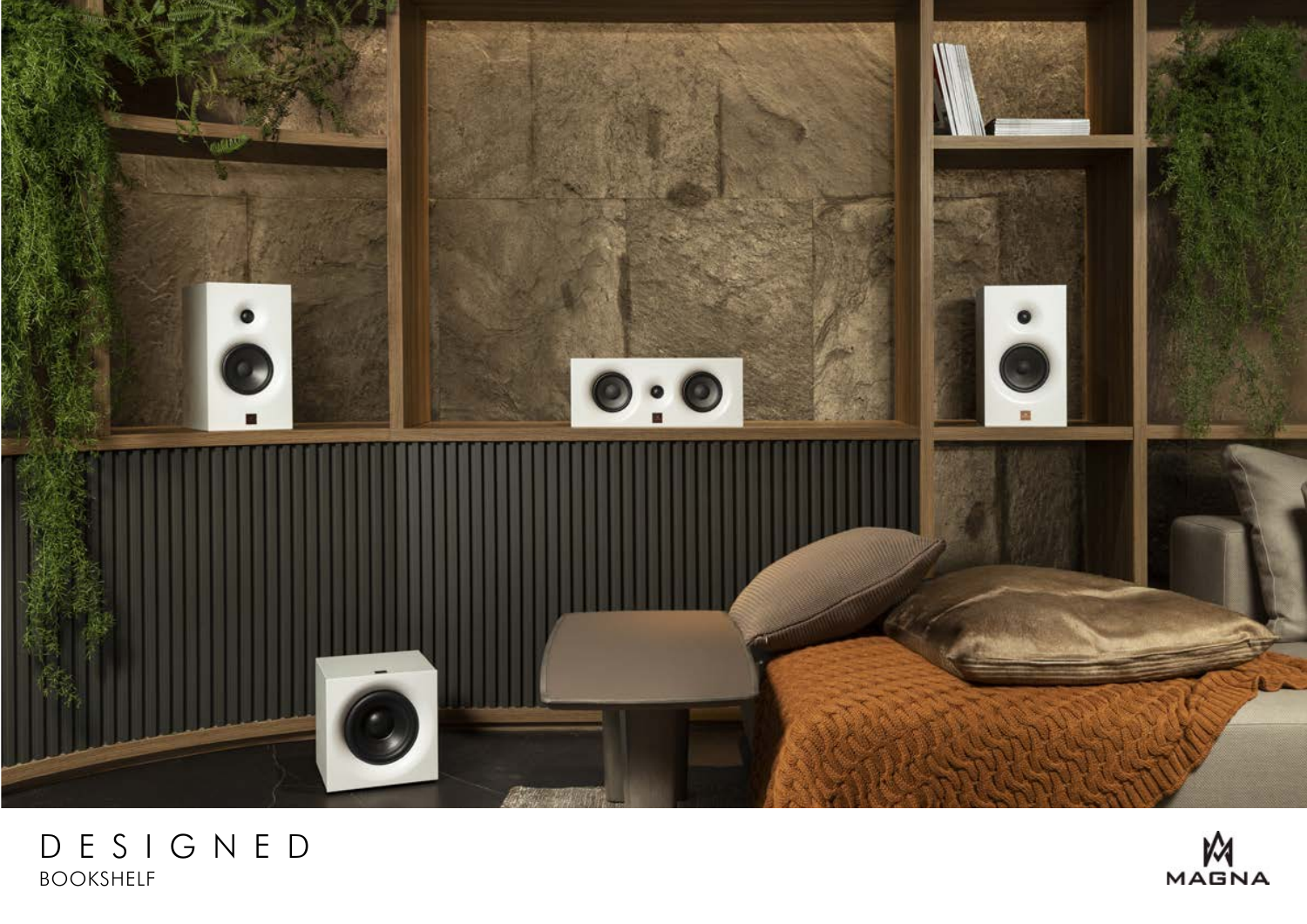# DESIGNED

BOOKSHELF

MAGNA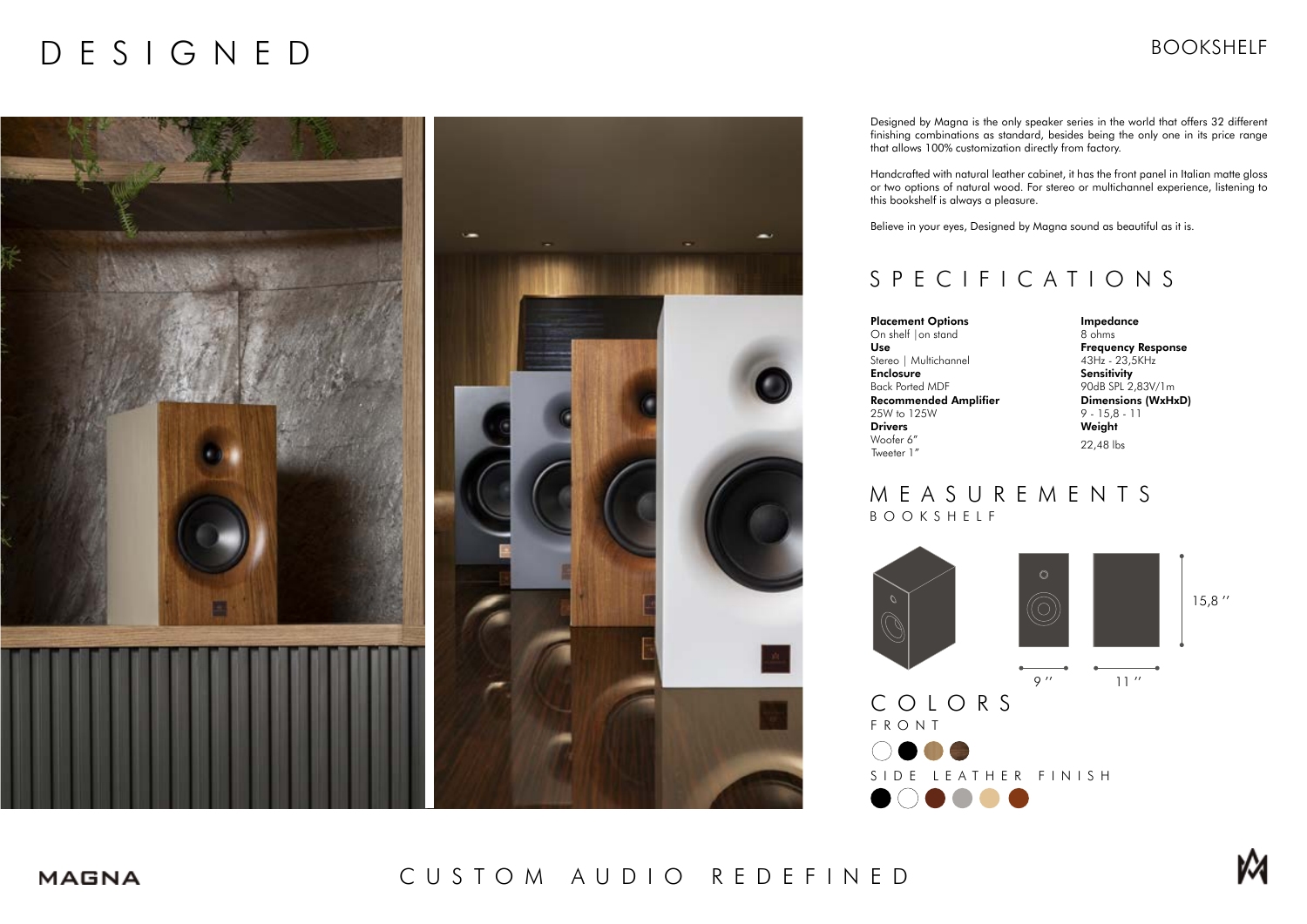# DESIGNED

BOOKSHELF

Designed by Magna is the only speaker series in the world that offers 32 different finishing combinations as standard, besides being the only one in its price range that allows 100% customization directly from factory.

Handcrafted with natural leather cabinet, it has the front panel in Italian matte gloss or two options of natural wood. For stereo or multichannel experience, listening to this bookshelf is always a pleasure.

Believe in your eyes, Designed by Magna sound as beautiful as it is.

## SPECIFICATIONS

**Placement Options**
On shelf |on stand
**Use**
Stereo | Multichannel
**Enclosure**
Back Ported MDF
**Recommended Amplifier**
25W to 125W
**Drivers**
Woofer 6"
Tweeter 1"

**Impedance**
8 ohms
**Frequency Response**
43Hz - 23,5KHz
**Sensitivity**
90dB SPL 2,83V/1m
**Dimensions (WxHxD)**
9 - 15,8 - 11
**Weight**
22,48 lbs

## MEASUREMENTS

BOOKSHELF

15,8 ''

9 ''

11 ''

## COLORS

FRONT

SIDE LEATHER FINISH

MAGNA

CUSTOM AUDIO REDEFINED